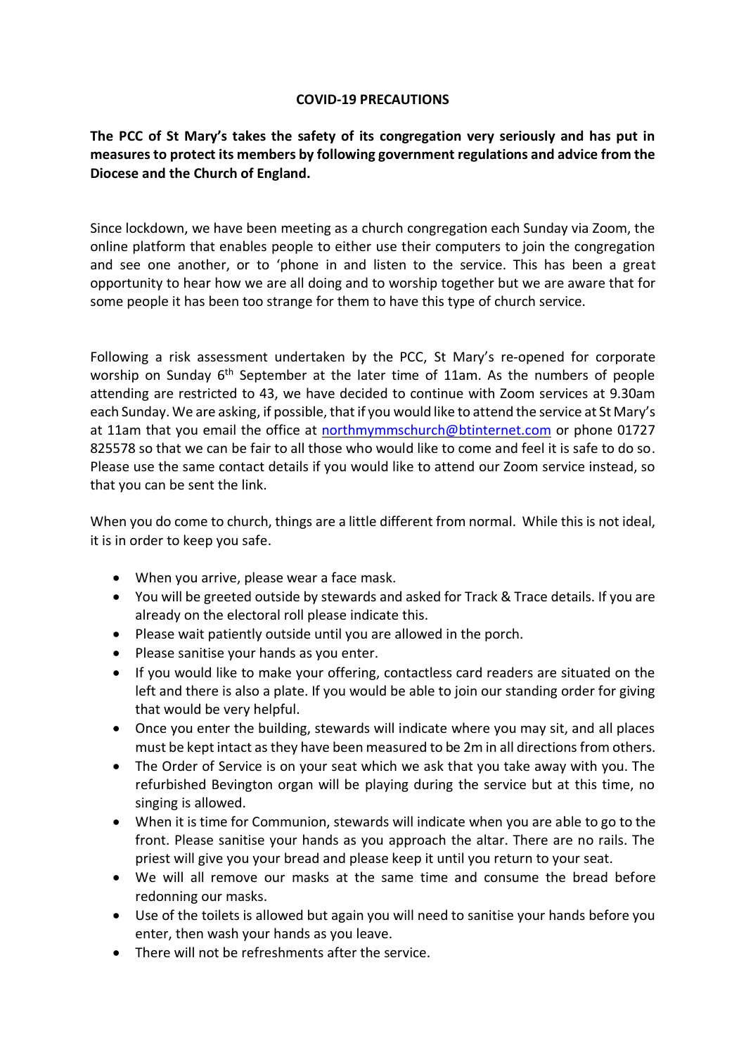# COVID-19 PRECAUTIONS

**The PCC of St Mary's takes the safety of its congregation very seriously and has put in measures to protect its members by following government regulations and advice from the Diocese and the Church of England.**

Since lockdown, we have been meeting as a church congregation each Sunday via Zoom, the online platform that enables people to either use their computers to join the congregation and see one another, or to 'phone in and listen to the service. This has been a great opportunity to hear how we are all doing and to worship together but we are aware that for some people it has been too strange for them to have this type of church service.

Following a risk assessment undertaken by the PCC, St Mary's re-opened for corporate worship on Sunday 6th September at the later time of 11am. As the numbers of people attending are restricted to 43, we have decided to continue with Zoom services at 9.30am each Sunday. We are asking, if possible, that if you would like to attend the service at St Mary's at 11am that you email the office at northmymmschurch@btinternet.com or phone 01727 825578 so that we can be fair to all those who would like to come and feel it is safe to do so. Please use the same contact details if you would like to attend our Zoom service instead, so that you can be sent the link.

When you do come to church, things are a little different from normal. While this is not ideal, it is in order to keep you safe.

- When you arrive, please wear a face mask.
- You will be greeted outside by stewards and asked for Track & Trace details. If you are already on the electoral roll please indicate this.
- Please wait patiently outside until you are allowed in the porch.
- Please sanitise your hands as you enter.
- If you would like to make your offering, contactless card readers are situated on the left and there is also a plate. If you would be able to join our standing order for giving that would be very helpful.
- Once you enter the building, stewards will indicate where you may sit, and all places must be kept intact as they have been measured to be 2m in all directions from others.
- The Order of Service is on your seat which we ask that you take away with you. The refurbished Bevington organ will be playing during the service but at this time, no singing is allowed.
- When it is time for Communion, stewards will indicate when you are able to go to the front. Please sanitise your hands as you approach the altar. There are no rails. The priest will give you your bread and please keep it until you return to your seat.
- We will all remove our masks at the same time and consume the bread before redonning our masks.
- Use of the toilets is allowed but again you will need to sanitise your hands before you enter, then wash your hands as you leave.
- There will not be refreshments after the service.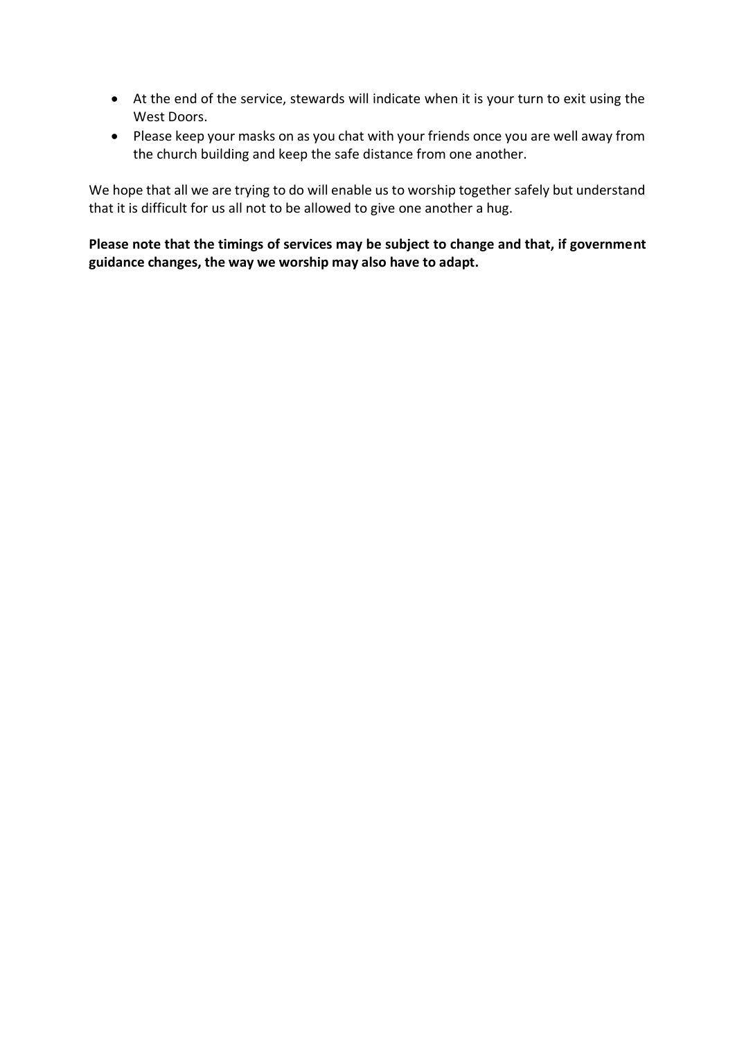- At the end of the service, stewards will indicate when it is your turn to exit using the West Doors.
- Please keep your masks on as you chat with your friends once you are well away from the church building and keep the safe distance from one another.

We hope that all we are trying to do will enable us to worship together safely but understand that it is difficult for us all not to be allowed to give one another a hug.

**Please note that the timings of services may be subject to change and that, if government guidance changes, the way we worship may also have to adapt.**